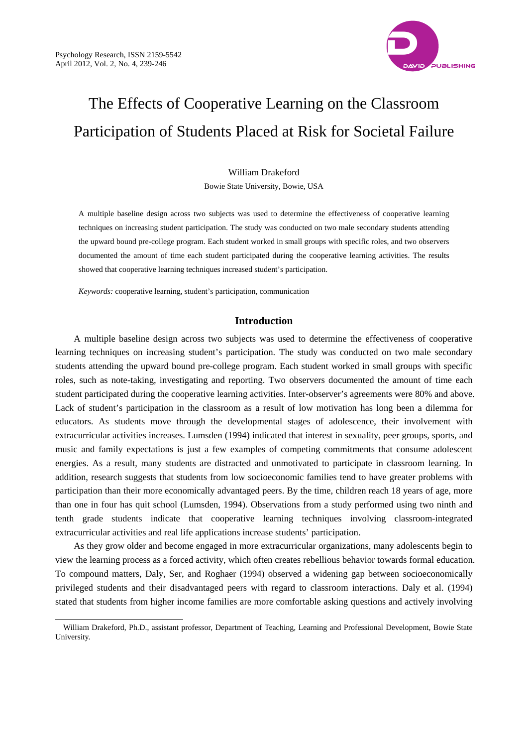# The Effects of Cooperative Learning on the Classroom Participation of Students Placed at Risk for Societal Failure

William Drakeford

Bowie State University, Bowie, USA

A multiple baseline design across two subjects was used to determine the effectiveness of cooperative learning techniques on increasing student participation. The study was conducted on two male secondary students attending the upward bound pre-college program. Each student worked in small groups with specific roles, and two observers documented the amount of time each student participated during the cooperative learning activities. The results showed that cooperative learning techniques increased student's participation.

*Keywords:* cooperative learning, student's participation, communication

## Introduction

A multiple baseline design across two subjects was used to determine the effectiveness of cooperative learning techniques on increasing student's participation. The study was conducted on two male secondary students attending the upward bound pre-college program. Each student worked in small groups with specific roles, such as note-taking, investigating and reporting. Two observers documented the amount of time each student participated during the cooperative learning activities. Inter-observer's agreements were 80% and above. Lack of student's participation in the classroom as a result of low motivation has long been a dilemma for educators. As students move through the developmental stages of adolescence, their involvement with extracurricular activities increases. Lumsden (1994) indicated that interest in sexuality, peer groups, sports, and music and family expectations is just a few examples of competing commitments that consume adolescent energies. As a result, many students are distracted and unmotivated to participate in classroom learning. In addition, research suggests that students from low socioeconomic families tend to have greater problems with participation than their more economically advantaged peers. By the time, children reach 18 years of age, more than one in four has quit school (Lumsden, 1994). Observations from a study performed using two ninth and tenth grade students indicate that cooperative learning techniques involving classroom-integrated extracurricular activities and real life applications increase students' participation.

As they grow older and become engaged in more extracurricular organizations, many adolescents begin to view the learning process as a forced activity, which often creates rebellious behavior towards formal education. To compound matters, Daly, Ser, and Roghaer (1994) observed a widening gap between socioeconomically privileged students and their disadvantaged peers with regard to classroom interactions. Daly et al. (1994) stated that students from higher income families are more comfortable asking questions and actively involving

---

William Drakeford, Ph.D., assistant professor, Department of Teaching, Learning and Professional Development, Bowie State University.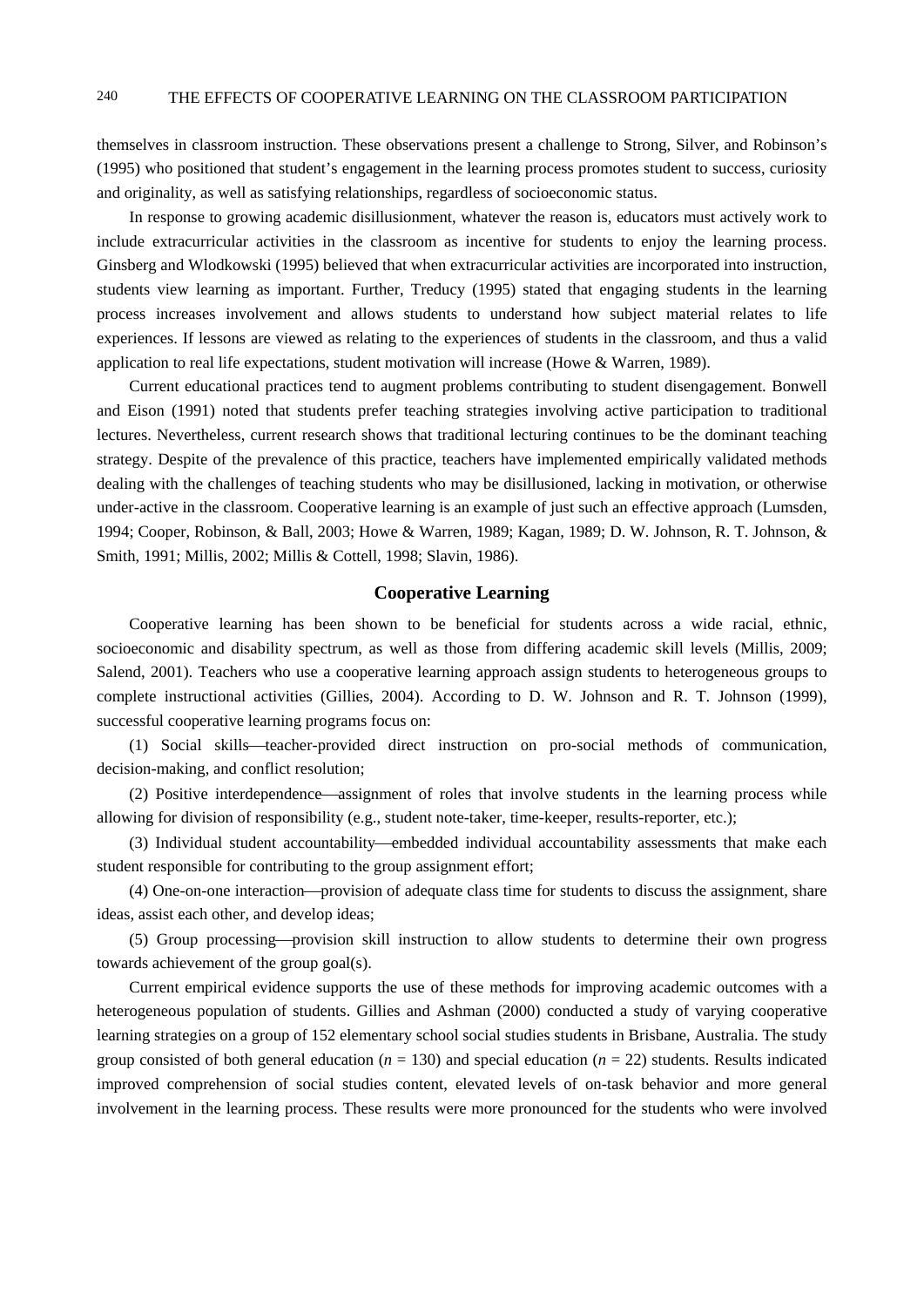themselves in classroom instruction. These observations present a challenge to Strong, Silver, and Robinson's (1995) who positioned that student's engagement in the learning process promotes student to success, curiosity and originality, as well as satisfying relationships, regardless of socioeconomic status.

In response to growing academic disillusionment, whatever the reason is, educators must actively work to include extracurricular activities in the classroom as incentive for students to enjoy the learning process. Ginsberg and Wlodkowski (1995) believed that when extracurricular activities are incorporated into instruction, students view learning as important. Further, Treducy (1995) stated that engaging students in the learning process increases involvement and allows students to understand how subject material relates to life experiences. If lessons are viewed as relating to the experiences of students in the classroom, and thus a valid application to real life expectations, student motivation will increase (Howe & Warren, 1989).

Current educational practices tend to augment problems contributing to student disengagement. Bonwell and Eison (1991) noted that students prefer teaching strategies involving active participation to traditional lectures. Nevertheless, current research shows that traditional lecturing continues to be the dominant teaching strategy. Despite of the prevalence of this practice, teachers have implemented empirically validated methods dealing with the challenges of teaching students who may be disillusioned, lacking in motivation, or otherwise under-active in the classroom. Cooperative learning is an example of just such an effective approach (Lumsden, 1994; Cooper, Robinson, & Ball, 2003; Howe & Warren, 1989; Kagan, 1989; D. W. Johnson, R. T. Johnson, & Smith, 1991; Millis, 2002; Millis & Cottell, 1998; Slavin, 1986).

## Cooperative Learning

Cooperative learning has been shown to be beneficial for students across a wide racial, ethnic, socioeconomic and disability spectrum, as well as those from differing academic skill levels (Millis, 2009; Salend, 2001). Teachers who use a cooperative learning approach assign students to heterogeneous groups to complete instructional activities (Gillies, 2004). According to D. W. Johnson and R. T. Johnson (1999), successful cooperative learning programs focus on:

(1) Social skills—teacher-provided direct instruction on pro-social methods of communication, decision-making, and conflict resolution;

(2) Positive interdependence—assignment of roles that involve students in the learning process while allowing for division of responsibility (e.g., student note-taker, time-keeper, results-reporter, etc.);

(3) Individual student accountability—embedded individual accountability assessments that make each student responsible for contributing to the group assignment effort;

(4) One-on-one interaction—provision of adequate class time for students to discuss the assignment, share ideas, assist each other, and develop ideas;

(5) Group processing—provision skill instruction to allow students to determine their own progress towards achievement of the group goal(s).

Current empirical evidence supports the use of these methods for improving academic outcomes with a heterogeneous population of students. Gillies and Ashman (2000) conducted a study of varying cooperative learning strategies on a group of 152 elementary school social studies students in Brisbane, Australia. The study group consisted of both general education ($n$ = 130) and special education ($n$ = 22) students. Results indicated improved comprehension of social studies content, elevated levels of on-task behavior and more general involvement in the learning process. These results were more pronounced for the students who were involved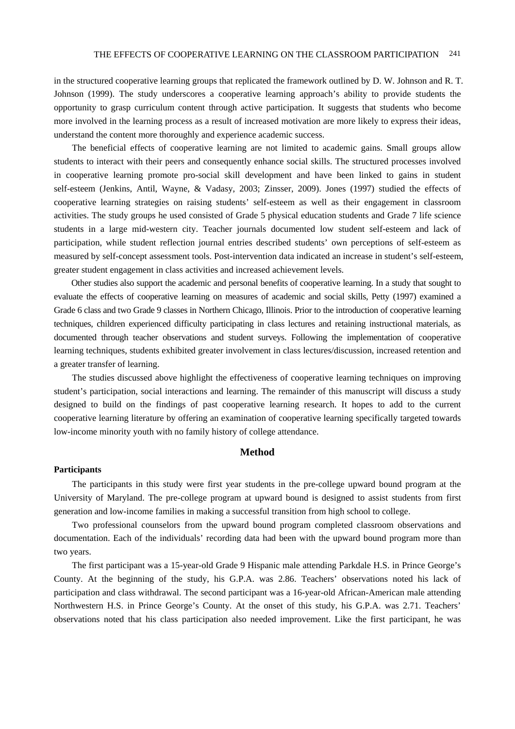in the structured cooperative learning groups that replicated the framework outlined by D. W. Johnson and R. T. Johnson (1999). The study underscores a cooperative learning approach's ability to provide students the opportunity to grasp curriculum content through active participation. It suggests that students who become more involved in the learning process as a result of increased motivation are more likely to express their ideas, understand the content more thoroughly and experience academic success.

The beneficial effects of cooperative learning are not limited to academic gains. Small groups allow students to interact with their peers and consequently enhance social skills. The structured processes involved in cooperative learning promote pro-social skill development and have been linked to gains in student self-esteem (Jenkins, Antil, Wayne, & Vadasy, 2003; Zinsser, 2009). Jones (1997) studied the effects of cooperative learning strategies on raising students' self-esteem as well as their engagement in classroom activities. The study groups he used consisted of Grade 5 physical education students and Grade 7 life science students in a large mid-western city. Teacher journals documented low student self-esteem and lack of participation, while student reflection journal entries described students' own perceptions of self-esteem as measured by self-concept assessment tools. Post-intervention data indicated an increase in student's self-esteem, greater student engagement in class activities and increased achievement levels.

Other studies also support the academic and personal benefits of cooperative learning. In a study that sought to evaluate the effects of cooperative learning on measures of academic and social skills, Petty (1997) examined a Grade 6 class and two Grade 9 classes in Northern Chicago, Illinois. Prior to the introduction of cooperative learning techniques, children experienced difficulty participating in class lectures and retaining instructional materials, as documented through teacher observations and student surveys. Following the implementation of cooperative learning techniques, students exhibited greater involvement in class lectures/discussion, increased retention and a greater transfer of learning.

The studies discussed above highlight the effectiveness of cooperative learning techniques on improving student's participation, social interactions and learning. The remainder of this manuscript will discuss a study designed to build on the findings of past cooperative learning research. It hopes to add to the current cooperative learning literature by offering an examination of cooperative learning specifically targeted towards low-income minority youth with no family history of college attendance.

## Method

### Participants

The participants in this study were first year students in the pre-college upward bound program at the University of Maryland. The pre-college program at upward bound is designed to assist students from first generation and low-income families in making a successful transition from high school to college.

Two professional counselors from the upward bound program completed classroom observations and documentation. Each of the individuals' recording data had been with the upward bound program more than two years.

The first participant was a 15-year-old Grade 9 Hispanic male attending Parkdale H.S. in Prince George's County. At the beginning of the study, his G.P.A. was 2.86. Teachers' observations noted his lack of participation and class withdrawal. The second participant was a 16-year-old African-American male attending Northwestern H.S. in Prince George's County. At the onset of this study, his G.P.A. was 2.71. Teachers' observations noted that his class participation also needed improvement. Like the first participant, he was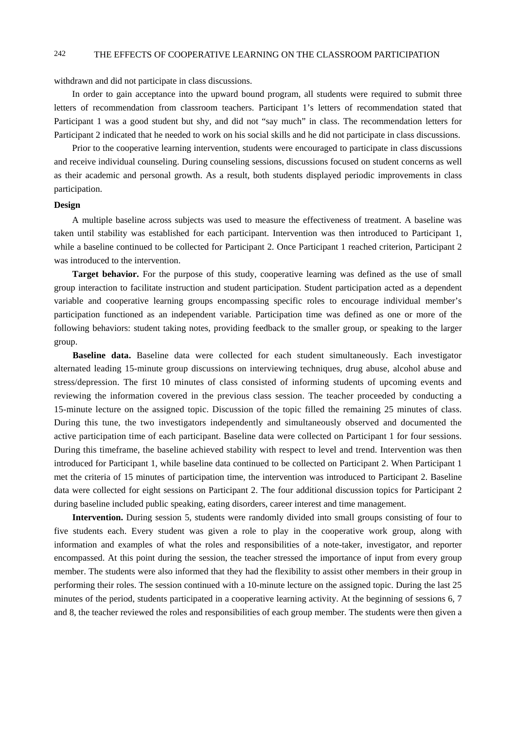withdrawn and did not participate in class discussions.

In order to gain acceptance into the upward bound program, all students were required to submit three letters of recommendation from classroom teachers. Participant 1's letters of recommendation stated that Participant 1 was a good student but shy, and did not "say much" in class. The recommendation letters for Participant 2 indicated that he needed to work on his social skills and he did not participate in class discussions.

Prior to the cooperative learning intervention, students were encouraged to participate in class discussions and receive individual counseling. During counseling sessions, discussions focused on student concerns as well as their academic and personal growth. As a result, both students displayed periodic improvements in class participation.

**Design**

A multiple baseline across subjects was used to measure the effectiveness of treatment. A baseline was taken until stability was established for each participant. Intervention was then introduced to Participant 1, while a baseline continued to be collected for Participant 2. Once Participant 1 reached criterion, Participant 2 was introduced to the intervention.

**Target behavior.** For the purpose of this study, cooperative learning was defined as the use of small group interaction to facilitate instruction and student participation. Student participation acted as a dependent variable and cooperative learning groups encompassing specific roles to encourage individual member's participation functioned as an independent variable. Participation time was defined as one or more of the following behaviors: student taking notes, providing feedback to the smaller group, or speaking to the larger group.

**Baseline data.** Baseline data were collected for each student simultaneously. Each investigator alternated leading 15-minute group discussions on interviewing techniques, drug abuse, alcohol abuse and stress/depression. The first 10 minutes of class consisted of informing students of upcoming events and reviewing the information covered in the previous class session. The teacher proceeded by conducting a 15-minute lecture on the assigned topic. Discussion of the topic filled the remaining 25 minutes of class. During this tune, the two investigators independently and simultaneously observed and documented the active participation time of each participant. Baseline data were collected on Participant 1 for four sessions. During this timeframe, the baseline achieved stability with respect to level and trend. Intervention was then introduced for Participant 1, while baseline data continued to be collected on Participant 2. When Participant 1 met the criteria of 15 minutes of participation time, the intervention was introduced to Participant 2. Baseline data were collected for eight sessions on Participant 2. The four additional discussion topics for Participant 2 during baseline included public speaking, eating disorders, career interest and time management.

**Intervention.** During session 5, students were randomly divided into small groups consisting of four to five students each. Every student was given a role to play in the cooperative work group, along with information and examples of what the roles and responsibilities of a note-taker, investigator, and reporter encompassed. At this point during the session, the teacher stressed the importance of input from every group member. The students were also informed that they had the flexibility to assist other members in their group in performing their roles. The session continued with a 10-minute lecture on the assigned topic. During the last 25 minutes of the period, students participated in a cooperative learning activity. At the beginning of sessions 6, 7 and 8, the teacher reviewed the roles and responsibilities of each group member. The students were then given a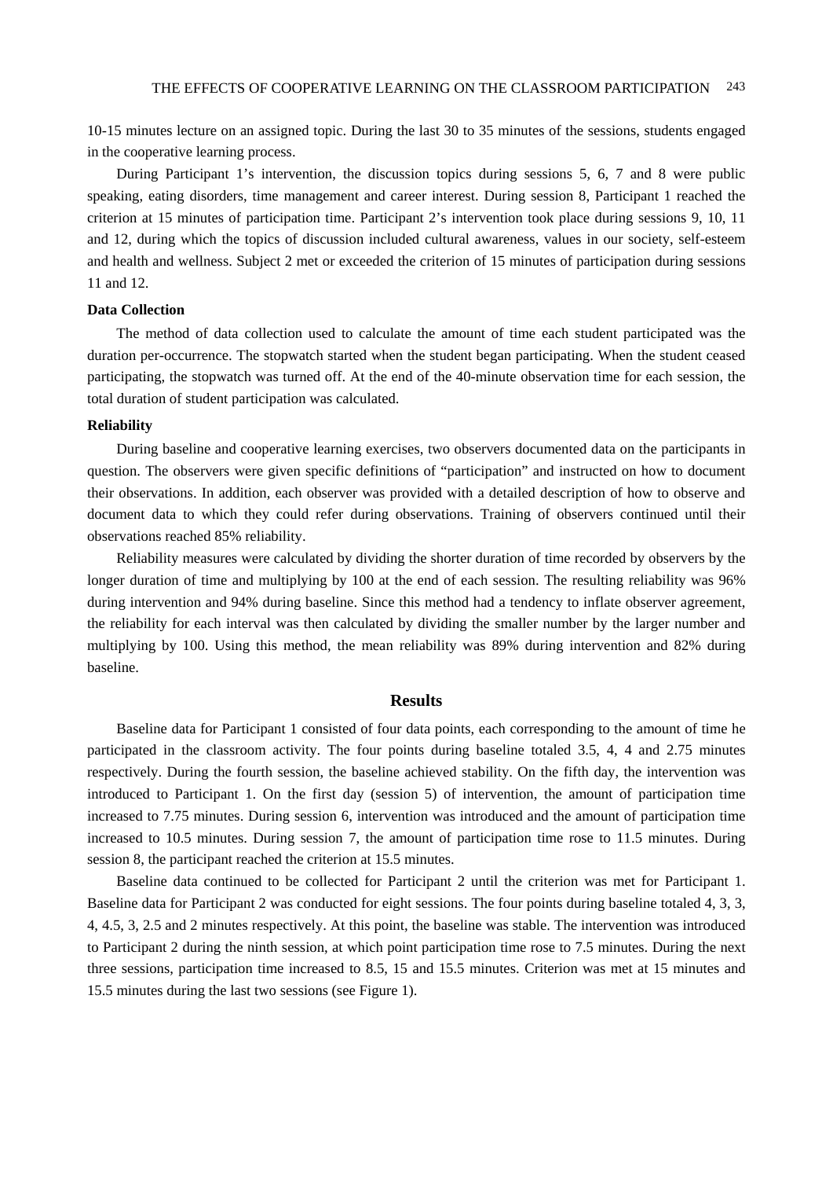10-15 minutes lecture on an assigned topic. During the last 30 to 35 minutes of the sessions, students engaged in the cooperative learning process.

During Participant 1's intervention, the discussion topics during sessions 5, 6, 7 and 8 were public speaking, eating disorders, time management and career interest. During session 8, Participant 1 reached the criterion at 15 minutes of participation time. Participant 2's intervention took place during sessions 9, 10, 11 and 12, during which the topics of discussion included cultural awareness, values in our society, self-esteem and health and wellness. Subject 2 met or exceeded the criterion of 15 minutes of participation during sessions 11 and 12.

**Data Collection**

The method of data collection used to calculate the amount of time each student participated was the duration per-occurrence. The stopwatch started when the student began participating. When the student ceased participating, the stopwatch was turned off. At the end of the 40-minute observation time for each session, the total duration of student participation was calculated.

**Reliability**

During baseline and cooperative learning exercises, two observers documented data on the participants in question. The observers were given specific definitions of "participation" and instructed on how to document their observations. In addition, each observer was provided with a detailed description of how to observe and document data to which they could refer during observations. Training of observers continued until their observations reached 85% reliability.

Reliability measures were calculated by dividing the shorter duration of time recorded by observers by the longer duration of time and multiplying by 100 at the end of each session. The resulting reliability was 96% during intervention and 94% during baseline. Since this method had a tendency to inflate observer agreement, the reliability for each interval was then calculated by dividing the smaller number by the larger number and multiplying by 100. Using this method, the mean reliability was 89% during intervention and 82% during baseline.

## Results

Baseline data for Participant 1 consisted of four data points, each corresponding to the amount of time he participated in the classroom activity. The four points during baseline totaled 3.5, 4, 4 and 2.75 minutes respectively. During the fourth session, the baseline achieved stability. On the fifth day, the intervention was introduced to Participant 1. On the first day (session 5) of intervention, the amount of participation time increased to 7.75 minutes. During session 6, intervention was introduced and the amount of participation time increased to 10.5 minutes. During session 7, the amount of participation time rose to 11.5 minutes. During session 8, the participant reached the criterion at 15.5 minutes.

Baseline data continued to be collected for Participant 2 until the criterion was met for Participant 1. Baseline data for Participant 2 was conducted for eight sessions. The four points during baseline totaled 4, 3, 3, 4, 4.5, 3, 2.5 and 2 minutes respectively. At this point, the baseline was stable. The intervention was introduced to Participant 2 during the ninth session, at which point participation time rose to 7.5 minutes. During the next three sessions, participation time increased to 8.5, 15 and 15.5 minutes. Criterion was met at 15 minutes and 15.5 minutes during the last two sessions (see Figure 1).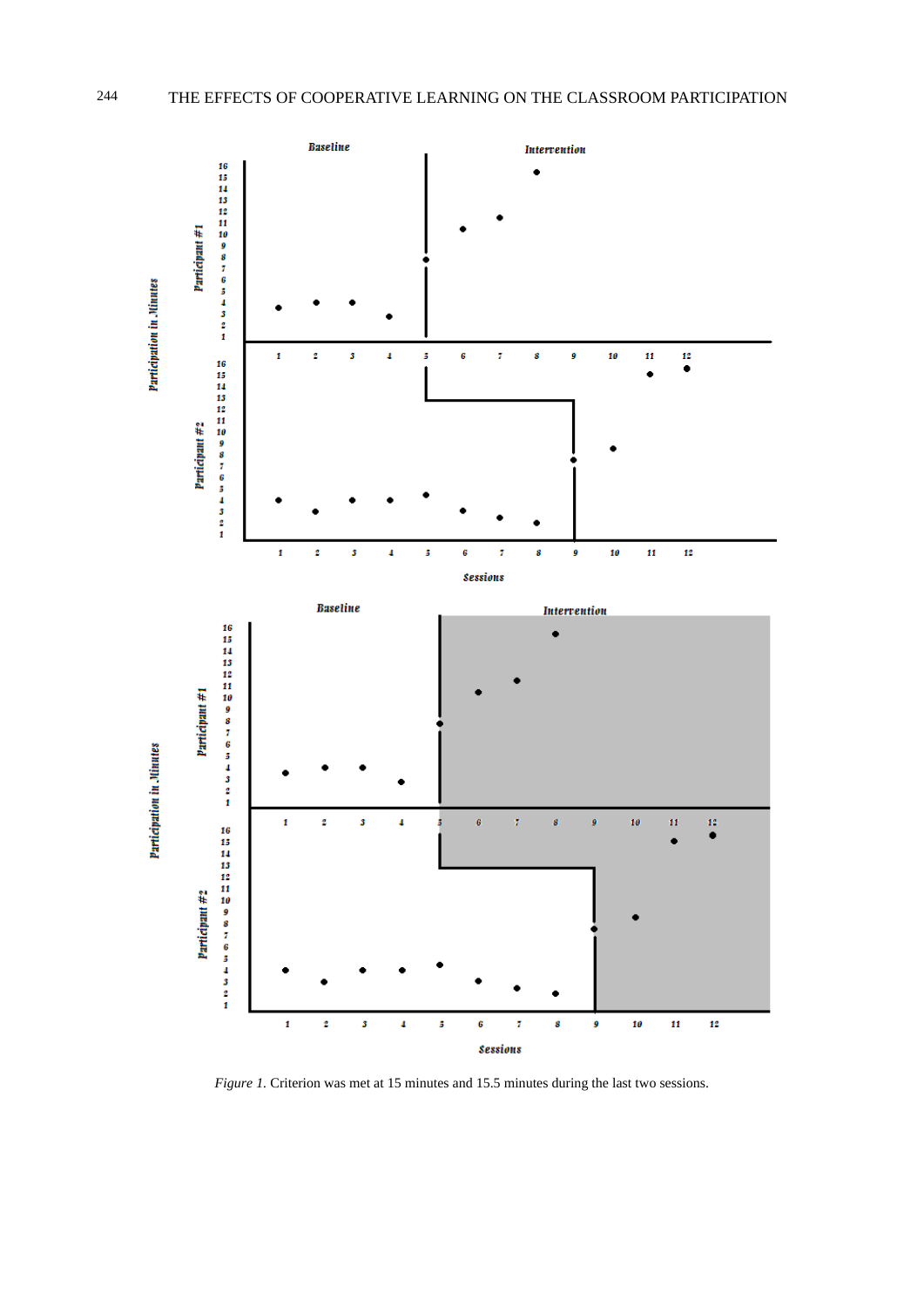*Figure 1.* Criterion was met at 15 minutes and 15.5 minutes during the last two sessions.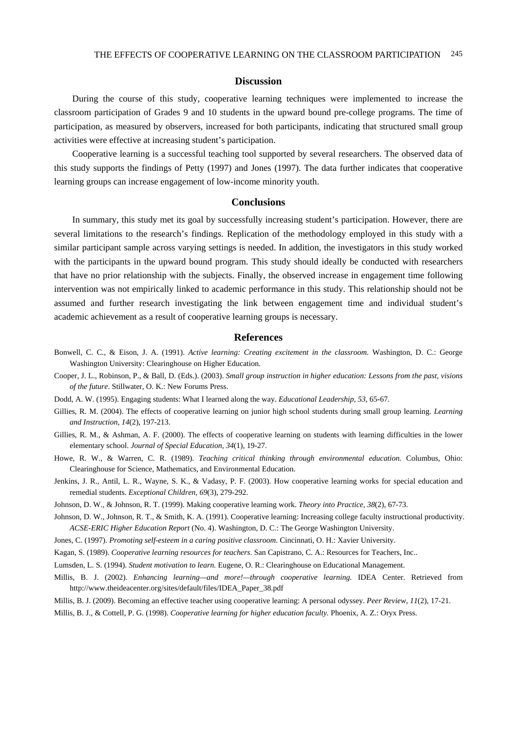## Discussion

During the course of this study, cooperative learning techniques were implemented to increase the classroom participation of Grades 9 and 10 students in the upward bound pre-college programs. The time of participation, as measured by observers, increased for both participants, indicating that structured small group activities were effective at increasing student's participation.

Cooperative learning is a successful teaching tool supported by several researchers. The observed data of this study supports the findings of Petty (1997) and Jones (1997). The data further indicates that cooperative learning groups can increase engagement of low-income minority youth.

## Conclusions

In summary, this study met its goal by successfully increasing student's participation. However, there are several limitations to the research's findings. Replication of the methodology employed in this study with a similar participant sample across varying settings is needed. In addition, the investigators in this study worked with the participants in the upward bound program. This study should ideally be conducted with researchers that have no prior relationship with the subjects. Finally, the observed increase in engagement time following intervention was not empirically linked to academic performance in this study. This relationship should not be assumed and further research investigating the link between engagement time and individual student's academic achievement as a result of cooperative learning groups is necessary.

## References

Bonwell, C. C., & Eison, J. A. (1991). *Active learning: Creating excitement in the classroom.* Washington, D. C.: George Washington University: Clearinghouse on Higher Education.

Cooper, J. L., Robinson, P., & Ball, D. (Eds.). (2003). *Small group instruction in higher education: Lessons from the past, visions of the future*. Stillwater, O. K.: New Forums Press.

Dodd, A. W. (1995). Engaging students: What I learned along the way. *Educational Leadership, 53*, 65-67.

Gillies, R. M. (2004). The effects of cooperative learning on junior high school students during small group learning. *Learning and Instruction, 14*(2), 197-213.

Gillies, R. M., & Ashman, A. F. (2000). The effects of cooperative learning on students with learning difficulties in the lower elementary school. *Journal of Special Education, 34*(1), 19-27.

Howe, R. W., & Warren, C. R. (1989). *Teaching critical thinking through environmental education.* Columbus, Ohio: Clearinghouse for Science, Mathematics, and Environmental Education.

Jenkins, J. R., Antil, L. R., Wayne, S. K., & Vadasy, P. F. (2003). How cooperative learning works for special education and remedial students. *Exceptional Children, 69*(3), 279-292.

Johnson, D. W., & Johnson, R. T. (1999). Making cooperative learning work. *Theory into Practice, 38*(2), 67-73.

Johnson, D. W., Johnson, R. T., & Smith, K. A. (1991). Cooperative learning: Increasing college faculty instructional productivity. *ACSE-ERIC Higher Education Report* (No. 4). Washington, D. C.: The George Washington University.

Jones, C. (1997). *Promoting self-esteem in a caring positive classroom.* Cincinnati, O. H.: Xavier University.

Kagan, S. (1989). *Cooperative learning resources for teachers*. San Capistrano, C. A.: Resources for Teachers, Inc..

Lumsden, L. S. (1994). *Student motivation to learn.* Eugene, O. R.: Clearinghouse on Educational Management.

Millis, B. J. (2002). *Enhancing learning—and more!—through cooperative learning.* IDEA Center. Retrieved from http://www.theideacenter.org/sites/default/files/IDEA_Paper_38.pdf

Millis, B. J. (2009). Becoming an effective teacher using cooperative learning: A personal odyssey. *Peer Review, 11*(2), 17-21.

Millis, B. J., & Cottell, P. G. (1998). *Cooperative learning for higher education faculty.* Phoenix, A. Z.: Oryx Press.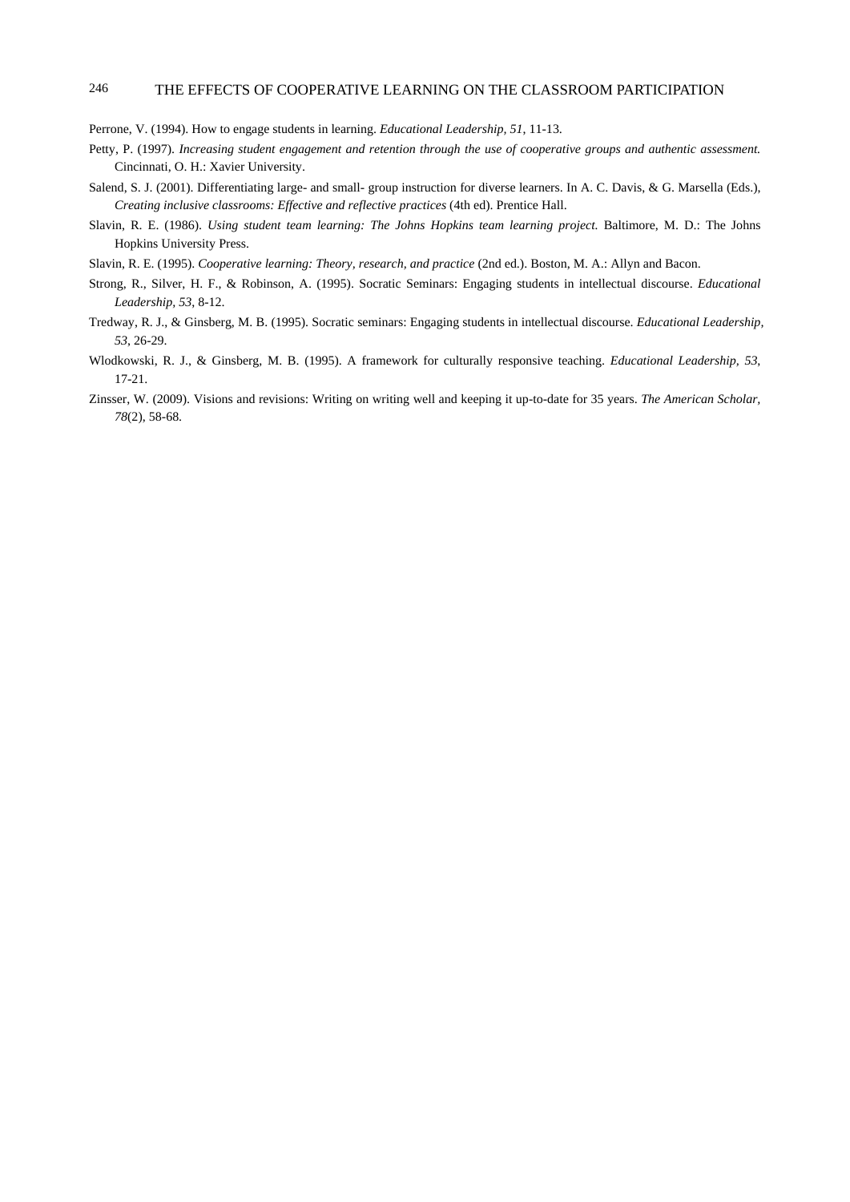Perrone, V. (1994). How to engage students in learning. *Educational Leadership, 51*, 11-13.

Petty, P. (1997). *Increasing student engagement and retention through the use of cooperative groups and authentic assessment.* Cincinnati, O. H.: Xavier University.

Salend, S. J. (2001). Differentiating large- and small- group instruction for diverse learners. In A. C. Davis, & G. Marsella (Eds.), *Creating inclusive classrooms: Effective and reflective practices* (4th ed). Prentice Hall.

Slavin, R. E. (1986). *Using student team learning: The Johns Hopkins team learning project.* Baltimore, M. D.: The Johns Hopkins University Press.

Slavin, R. E. (1995). *Cooperative learning: Theory, research, and practice* (2nd ed.). Boston, M. A.: Allyn and Bacon.

Strong, R., Silver, H. F., & Robinson, A. (1995). Socratic Seminars: Engaging students in intellectual discourse. *Educational Leadership, 53*, 8-12.

Tredway, R. J., & Ginsberg, M. B. (1995). Socratic seminars: Engaging students in intellectual discourse. *Educational Leadership, 53*, 26-29.

Wlodkowski, R. J., & Ginsberg, M. B. (1995). A framework for culturally responsive teaching. *Educational Leadership, 53*, 17-21.

Zinsser, W. (2009). Visions and revisions: Writing on writing well and keeping it up-to-date for 35 years. *The American Scholar, 78*(2), 58-68.